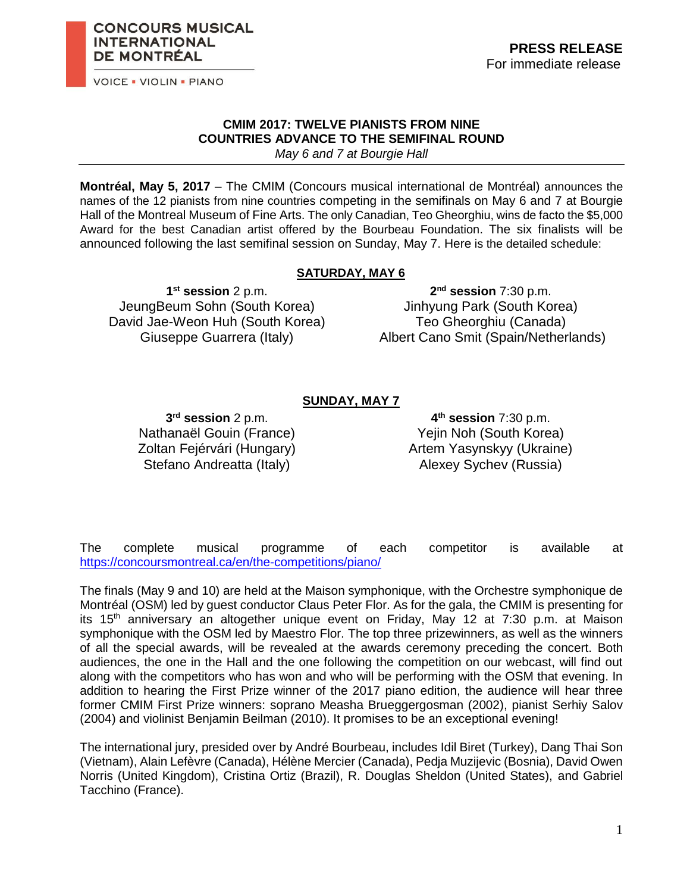CONCOURS MUSICAL INTERNATIONAL DE MONTRÉAL

VOICE ▪ VIOLIN ▪ PIANO

**PRESS RELEASE**
For immediate release

## CMIM 2017: TWELVE PIANISTS FROM NINE COUNTRIES ADVANCE TO THE SEMIFINAL ROUND

*May 6 and 7 at Bourgie Hall*

**Montréal, May 5, 2017** – The CMIM (Concours musical international de Montréal) announces the names of the 12 pianists from nine countries competing in the semifinals on May 6 and 7 at Bourgie Hall of the Montreal Museum of Fine Arts. The only Canadian, Teo Gheorghiu, wins de facto the $5,000 Award for the best Canadian artist offered by the Bourbeau Foundation. The six finalists will be announced following the last semifinal session on Sunday, May 7. Here is the detailed schedule:

### SATURDAY, MAY 6

**1st session** 2 p.m.
JeungBeum Sohn (South Korea)
David Jae-Weon Huh (South Korea)
Giuseppe Guarrera (Italy)

**2nd session** 7:30 p.m.
Jinhyung Park (South Korea)
Teo Gheorghiu (Canada)
Albert Cano Smit (Spain/Netherlands)

### SUNDAY, MAY 7

**3rd session** 2 p.m.
Nathanaël Gouin (France)
Zoltan Fejérvári (Hungary)
Stefano Andreatta (Italy)

**4th session** 7:30 p.m.
Yejin Noh (South Korea)
Artem Yasynskyy (Ukraine)
Alexey Sychev (Russia)

The complete musical programme of each competitor is available at https://concoursmontreal.ca/en/the-competitions/piano/

The finals (May 9 and 10) are held at the Maison symphonique, with the Orchestre symphonique de Montréal (OSM) led by guest conductor Claus Peter Flor. As for the gala, the CMIM is presenting for its 15th anniversary an altogether unique event on Friday, May 12 at 7:30 p.m. at Maison symphonique with the OSM led by Maestro Flor. The top three prizewinners, as well as the winners of all the special awards, will be revealed at the awards ceremony preceding the concert. Both audiences, the one in the Hall and the one following the competition on our webcast, will find out along with the competitors who has won and who will be performing with the OSM that evening. In addition to hearing the First Prize winner of the 2017 piano edition, the audience will hear three former CMIM First Prize winners: soprano Measha Brueggergosman (2002), pianist Serhiy Salov (2004) and violinist Benjamin Beilman (2010). It promises to be an exceptional evening!

The international jury, presided over by André Bourbeau, includes Idil Biret (Turkey), Dang Thai Son (Vietnam), Alain Lefèvre (Canada), Hélène Mercier (Canada), Pedja Muzijevic (Bosnia), David Owen Norris (United Kingdom), Cristina Ortiz (Brazil), R. Douglas Sheldon (United States), and Gabriel Tacchino (France).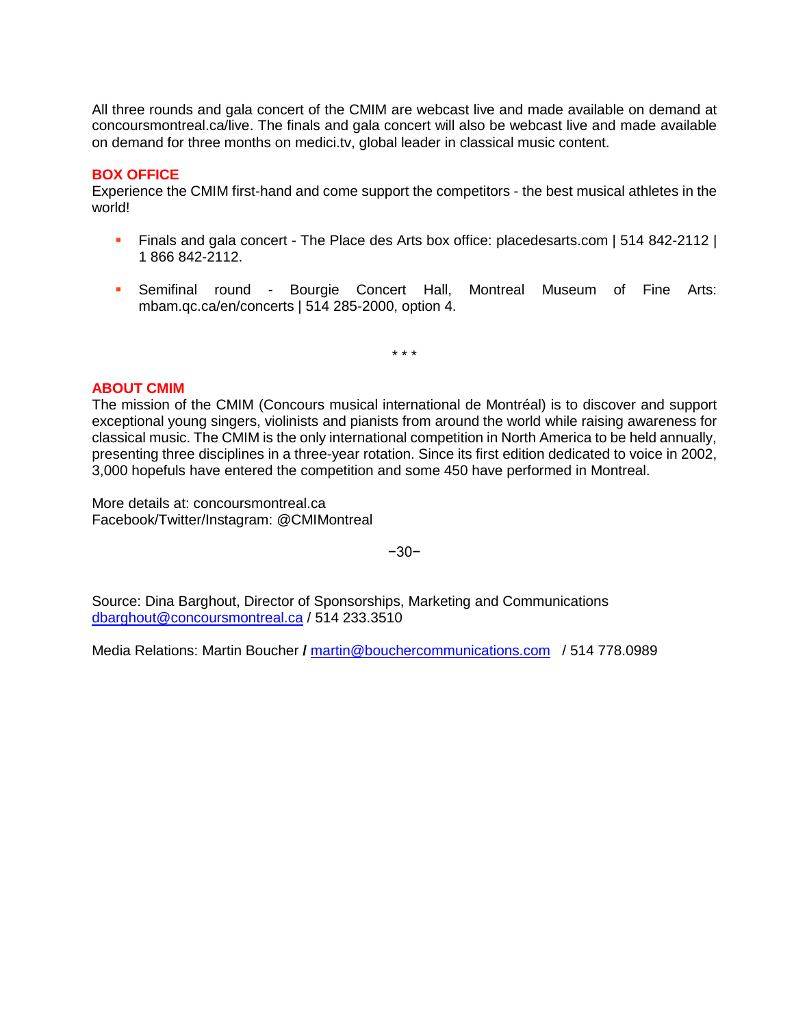All three rounds and gala concert of the CMIM are webcast live and made available on demand at concoursmontreal.ca/live. The finals and gala concert will also be webcast live and made available on demand for three months on medici.tv, global leader in classical music content.

## BOX OFFICE

Experience the CMIM first-hand and come support the competitors - the best musical athletes in the world!

- Finals and gala concert - The Place des Arts box office: placedesarts.com | 514 842-2112 | 1 866 842-2112.
- Semifinal round - Bourgie Concert Hall, Montreal Museum of Fine Arts: mbam.qc.ca/en/concerts | 514 285-2000, option 4.

* * *

## ABOUT CMIM

The mission of the CMIM (Concours musical international de Montréal) is to discover and support exceptional young singers, violinists and pianists from around the world while raising awareness for classical music. The CMIM is the only international competition in North America to be held annually, presenting three disciplines in a three-year rotation. Since its first edition dedicated to voice in 2002, 3,000 hopefuls have entered the competition and some 450 have performed in Montreal.

More details at: concoursmontreal.ca
Facebook/Twitter/Instagram: @CMIMontreal

−30−

Source: Dina Barghout, Director of Sponsorships, Marketing and Communications
dbarghout@concoursmontreal.ca / 514 233.3510

Media Relations: Martin Boucher **/** martin@bouchercommunications.com / 514 778.0989